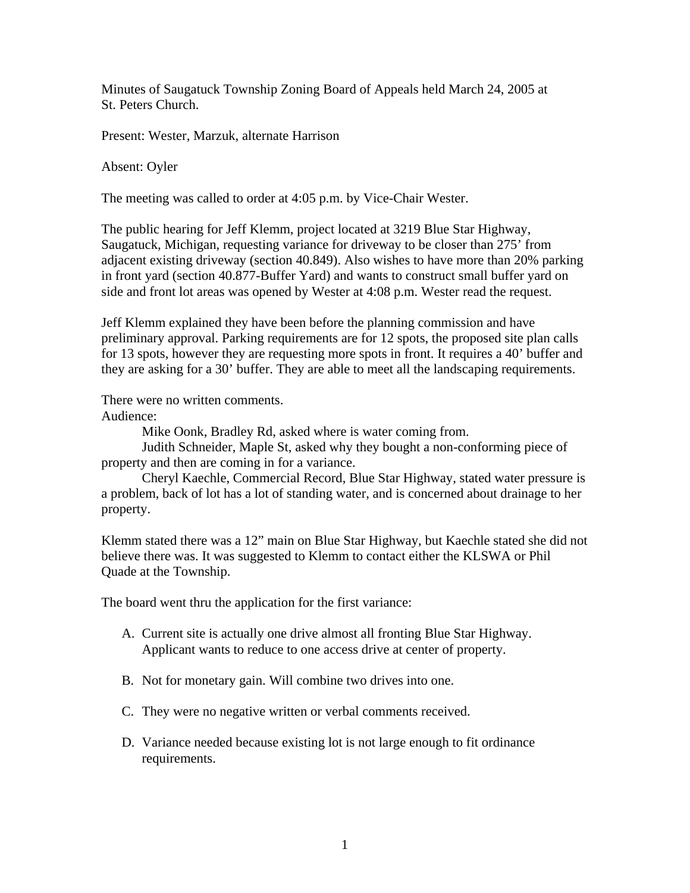Minutes of Saugatuck Township Zoning Board of Appeals held March 24, 2005 at St. Peters Church.

Present: Wester, Marzuk, alternate Harrison

Absent: Oyler

The meeting was called to order at 4:05 p.m. by Vice-Chair Wester.

The public hearing for Jeff Klemm, project located at 3219 Blue Star Highway, Saugatuck, Michigan, requesting variance for driveway to be closer than 275' from adjacent existing driveway (section 40.849). Also wishes to have more than 20% parking in front yard (section 40.877-Buffer Yard) and wants to construct small buffer yard on side and front lot areas was opened by Wester at 4:08 p.m. Wester read the request.

Jeff Klemm explained they have been before the planning commission and have preliminary approval. Parking requirements are for 12 spots, the proposed site plan calls for 13 spots, however they are requesting more spots in front. It requires a 40' buffer and they are asking for a 30' buffer. They are able to meet all the landscaping requirements.

There were no written comments.

Audience:

Mike Oonk, Bradley Rd, asked where is water coming from.

Judith Schneider, Maple St, asked why they bought a non-conforming piece of property and then are coming in for a variance.

Cheryl Kaechle, Commercial Record, Blue Star Highway, stated water pressure is a problem, back of lot has a lot of standing water, and is concerned about drainage to her property.

Klemm stated there was a 12" main on Blue Star Highway, but Kaechle stated she did not believe there was. It was suggested to Klemm to contact either the KLSWA or Phil Quade at the Township.

The board went thru the application for the first variance:

A. Current site is actually one drive almost all fronting Blue Star Highway. Applicant wants to reduce to one access drive at center of property.

B. Not for monetary gain. Will combine two drives into one.

C. They were no negative written or verbal comments received.

D. Variance needed because existing lot is not large enough to fit ordinance requirements.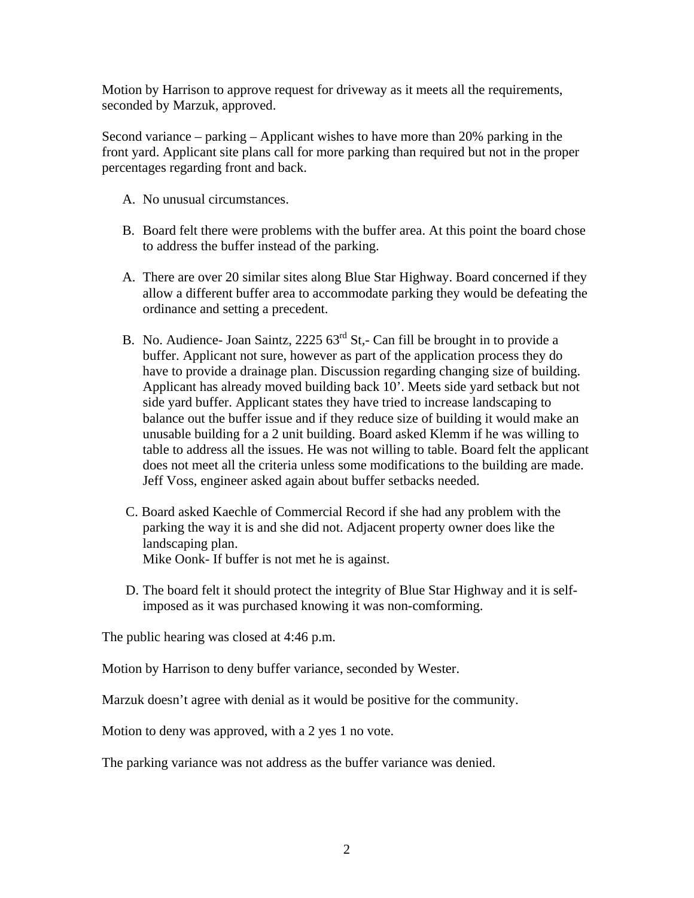Motion by Harrison to approve request for driveway as it meets all the requirements, seconded by Marzuk, approved.

Second variance – parking – Applicant wishes to have more than 20% parking in the front yard. Applicant site plans call for more parking than required but not in the proper percentages regarding front and back.

A. No unusual circumstances.

B. Board felt there were problems with the buffer area. At this point the board chose to address the buffer instead of the parking.

A. There are over 20 similar sites along Blue Star Highway. Board concerned if they allow a different buffer area to accommodate parking they would be defeating the ordinance and setting a precedent.

B. No. Audience- Joan Saintz, 2225 63rd St,- Can fill be brought in to provide a buffer. Applicant not sure, however as part of the application process they do have to provide a drainage plan. Discussion regarding changing size of building. Applicant has already moved building back 10'. Meets side yard setback but not side yard buffer. Applicant states they have tried to increase landscaping to balance out the buffer issue and if they reduce size of building it would make an unusable building for a 2 unit building. Board asked Klemm if he was willing to table to address all the issues. He was not willing to table. Board felt the applicant does not meet all the criteria unless some modifications to the building are made. Jeff Voss, engineer asked again about buffer setbacks needed.

C. Board asked Kaechle of Commercial Record if she had any problem with the parking the way it is and she did not. Adjacent property owner does like the landscaping plan.
Mike Oonk- If buffer is not met he is against.

D. The board felt it should protect the integrity of Blue Star Highway and it is self-imposed as it was purchased knowing it was non-comforming.

The public hearing was closed at 4:46 p.m.

Motion by Harrison to deny buffer variance, seconded by Wester.

Marzuk doesn't agree with denial as it would be positive for the community.

Motion to deny was approved, with a 2 yes 1 no vote.

The parking variance was not address as the buffer variance was denied.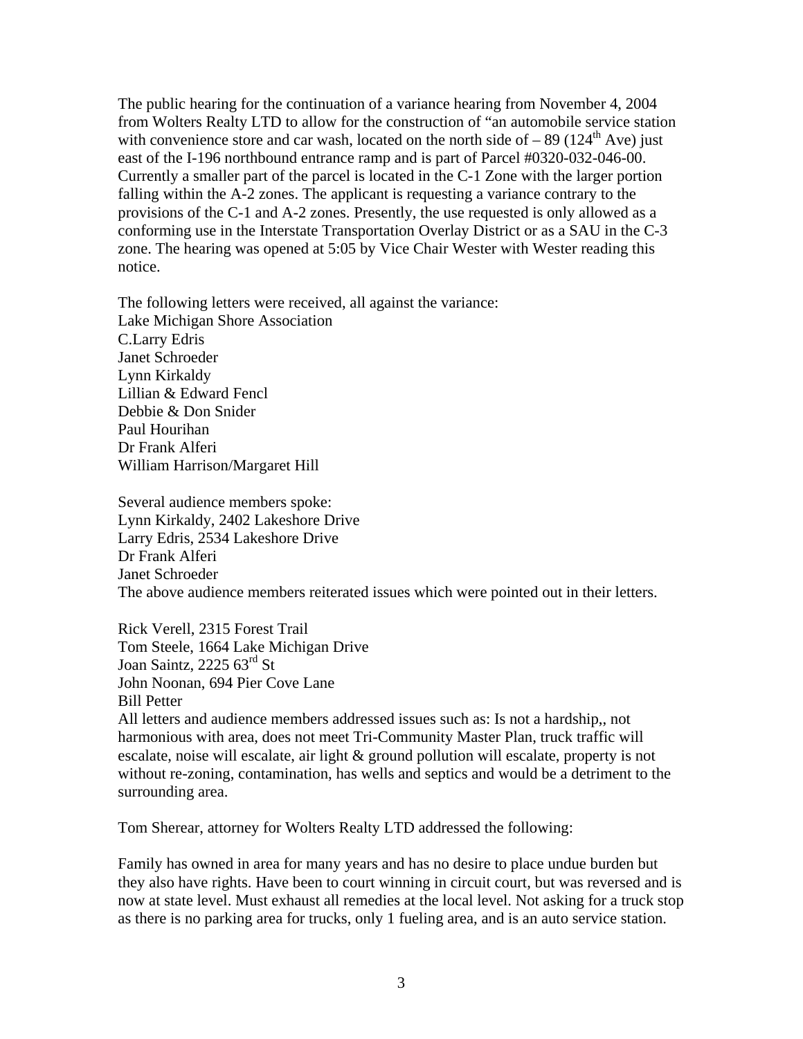The public hearing for the continuation of a variance hearing from November 4, 2004 from Wolters Realty LTD to allow for the construction of "an automobile service station with convenience store and car wash, located on the north side of – 89 (124th Ave) just east of the I-196 northbound entrance ramp and is part of Parcel #0320-032-046-00. Currently a smaller part of the parcel is located in the C-1 Zone with the larger portion falling within the A-2 zones. The applicant is requesting a variance contrary to the provisions of the C-1 and A-2 zones. Presently, the use requested is only allowed as a conforming use in the Interstate Transportation Overlay District or as a SAU in the C-3 zone. The hearing was opened at 5:05 by Vice Chair Wester with Wester reading this notice.

The following letters were received, all against the variance:
Lake Michigan Shore Association
C.Larry Edris
Janet Schroeder
Lynn Kirkaldy
Lillian & Edward Fencl
Debbie & Don Snider
Paul Hourihan
Dr Frank Alferi
William Harrison/Margaret Hill

Several audience members spoke:
Lynn Kirkaldy, 2402 Lakeshore Drive
Larry Edris, 2534 Lakeshore Drive
Dr Frank Alferi
Janet Schroeder
The above audience members reiterated issues which were pointed out in their letters.

Rick Verell, 2315 Forest Trail
Tom Steele, 1664 Lake Michigan Drive
Joan Saintz, 2225 63rd St
John Noonan, 694 Pier Cove Lane
Bill Petter
All letters and audience members addressed issues such as: Is not a hardship,, not harmonious with area, does not meet Tri-Community Master Plan, truck traffic will escalate, noise will escalate, air light & ground pollution will escalate, property is not without re-zoning, contamination, has wells and septics and would be a detriment to the surrounding area.

Tom Sherear, attorney for Wolters Realty LTD addressed the following:

Family has owned in area for many years and has no desire to place undue burden but they also have rights. Have been to court winning in circuit court, but was reversed and is now at state level. Must exhaust all remedies at the local level. Not asking for a truck stop as there is no parking area for trucks, only 1 fueling area, and is an auto service station.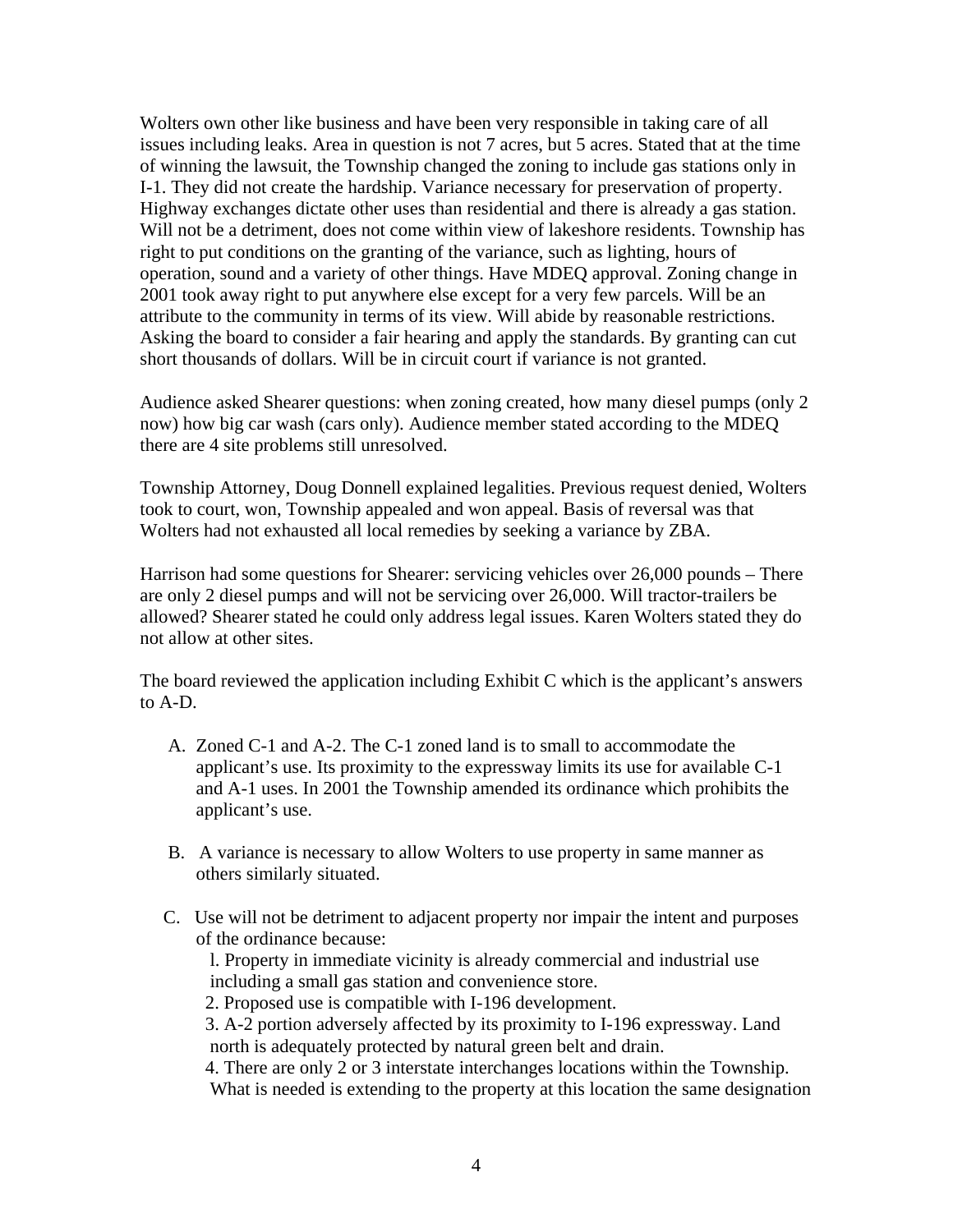Wolters own other like business and have been very responsible in taking care of all issues including leaks. Area in question is not 7 acres, but 5 acres. Stated that at the time of winning the lawsuit, the Township changed the zoning to include gas stations only in I-1. They did not create the hardship. Variance necessary for preservation of property. Highway exchanges dictate other uses than residential and there is already a gas station. Will not be a detriment, does not come within view of lakeshore residents. Township has right to put conditions on the granting of the variance, such as lighting, hours of operation, sound and a variety of other things. Have MDEQ approval. Zoning change in 2001 took away right to put anywhere else except for a very few parcels. Will be an attribute to the community in terms of its view. Will abide by reasonable restrictions. Asking the board to consider a fair hearing and apply the standards. By granting can cut short thousands of dollars. Will be in circuit court if variance is not granted.

Audience asked Shearer questions: when zoning created, how many diesel pumps (only 2 now) how big car wash (cars only). Audience member stated according to the MDEQ there are 4 site problems still unresolved.

Township Attorney, Doug Donnell explained legalities. Previous request denied, Wolters took to court, won, Township appealed and won appeal. Basis of reversal was that Wolters had not exhausted all local remedies by seeking a variance by ZBA.

Harrison had some questions for Shearer: servicing vehicles over 26,000 pounds – There are only 2 diesel pumps and will not be servicing over 26,000. Will tractor-trailers be allowed? Shearer stated he could only address legal issues. Karen Wolters stated they do not allow at other sites.

The board reviewed the application including Exhibit C which is the applicant's answers to A-D.

A. Zoned C-1 and A-2. The C-1 zoned land is to small to accommodate the applicant's use. Its proximity to the expressway limits its use for available C-1 and A-1 uses. In 2001 the Township amended its ordinance which prohibits the applicant's use.

B. A variance is necessary to allow Wolters to use property in same manner as others similarly situated.

C. Use will not be detriment to adjacent property nor impair the intent and purposes of the ordinance because:
   1. Property in immediate vicinity is already commercial and industrial use including a small gas station and convenience store.
   2. Proposed use is compatible with I-196 development.
   3. A-2 portion adversely affected by its proximity to I-196 expressway. Land north is adequately protected by natural green belt and drain.
   4. There are only 2 or 3 interstate interchanges locations within the Township. What is needed is extending to the property at this location the same designation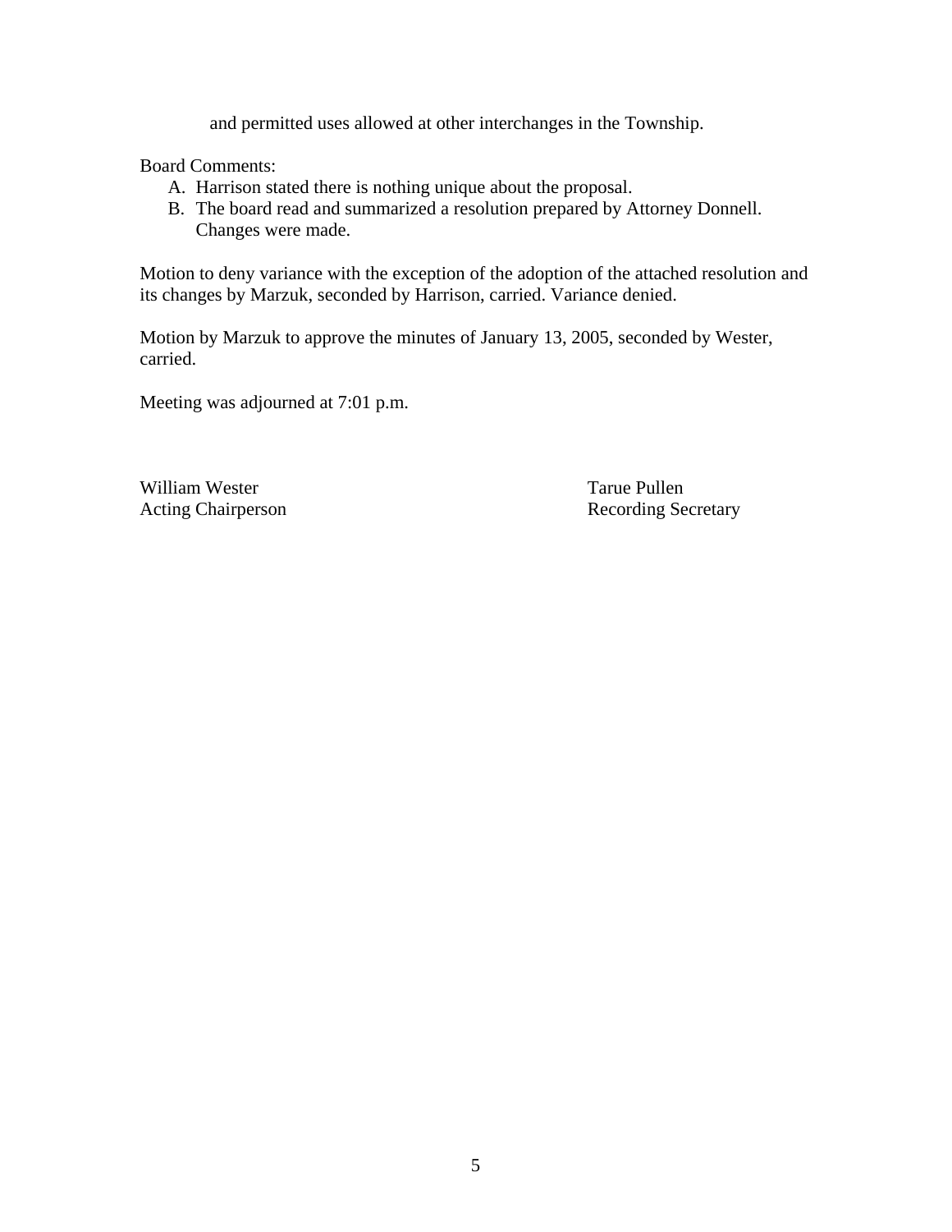and permitted uses allowed at other interchanges in the Township.

Board Comments:

A. Harrison stated there is nothing unique about the proposal.
B. The board read and summarized a resolution prepared by Attorney Donnell. Changes were made.

Motion to deny variance with the exception of the adoption of the attached resolution and its changes by Marzuk, seconded by Harrison, carried. Variance denied.

Motion by Marzuk to approve the minutes of January 13, 2005, seconded by Wester, carried.

Meeting was adjourned at 7:01 p.m.

William Wester
Acting Chairperson

Tarue Pullen
Recording Secretary